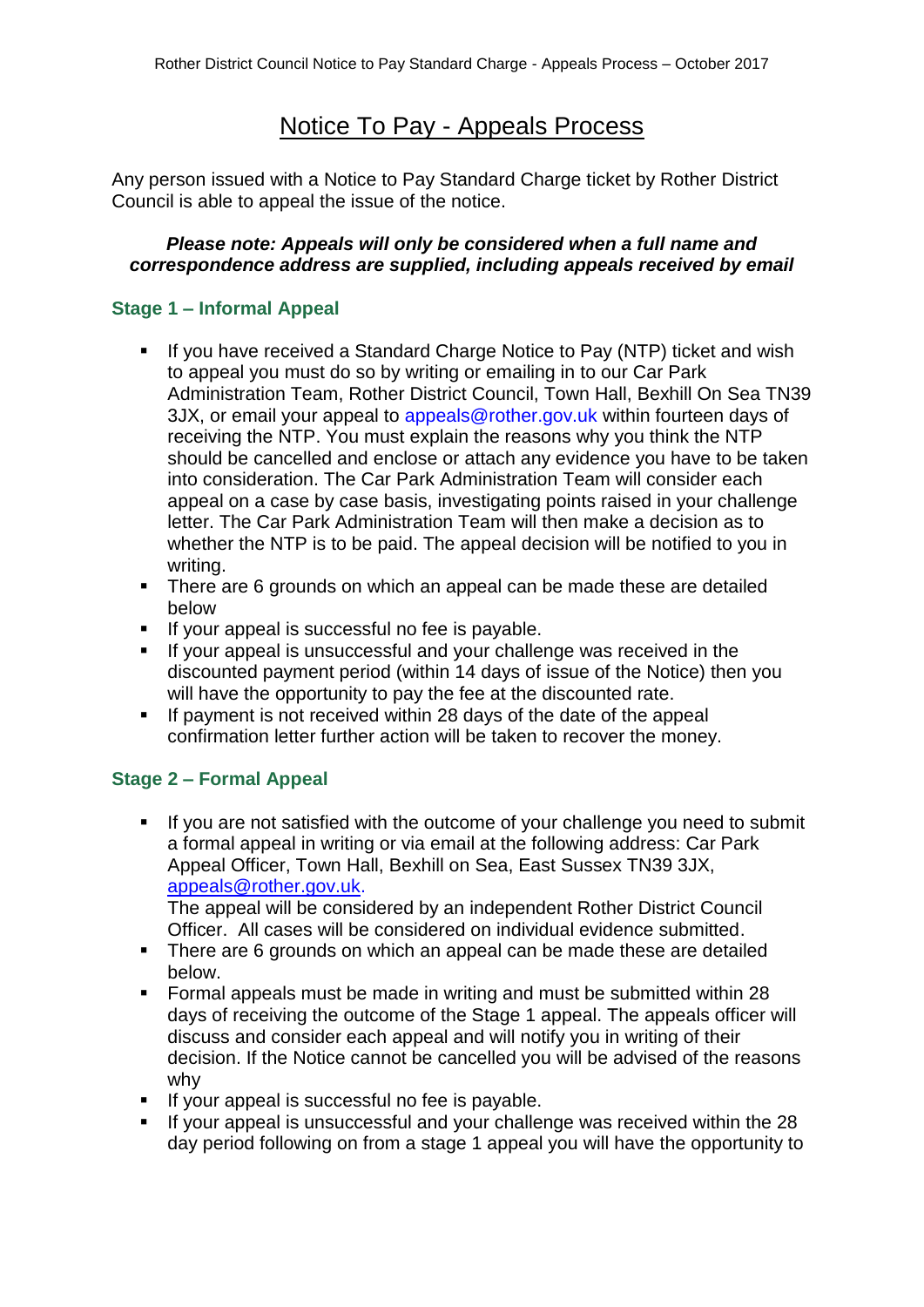# Notice To Pay - Appeals Process

Any person issued with a Notice to Pay Standard Charge ticket by Rother District Council is able to appeal the issue of the notice.

***Please note: Appeals will only be considered when a full name and correspondence address are supplied, including appeals received by email***

## Stage 1 – Informal Appeal

- If you have received a Standard Charge Notice to Pay (NTP) ticket and wish to appeal you must do so by writing or emailing in to our Car Park Administration Team, Rother District Council, Town Hall, Bexhill On Sea TN39 3JX, or email your appeal to appeals@rother.gov.uk within fourteen days of receiving the NTP. You must explain the reasons why you think the NTP should be cancelled and enclose or attach any evidence you have to be taken into consideration. The Car Park Administration Team will consider each appeal on a case by case basis, investigating points raised in your challenge letter. The Car Park Administration Team will then make a decision as to whether the NTP is to be paid. The appeal decision will be notified to you in writing.
- There are 6 grounds on which an appeal can be made these are detailed below
- If your appeal is successful no fee is payable.
- If your appeal is unsuccessful and your challenge was received in the discounted payment period (within 14 days of issue of the Notice) then you will have the opportunity to pay the fee at the discounted rate.
- If payment is not received within 28 days of the date of the appeal confirmation letter further action will be taken to recover the money.

## Stage 2 – Formal Appeal

- If you are not satisfied with the outcome of your challenge you need to submit a formal appeal in writing or via email at the following address: Car Park Appeal Officer, Town Hall, Bexhill on Sea, East Sussex TN39 3JX, appeals@rother.gov.uk.
  The appeal will be considered by an independent Rother District Council Officer. All cases will be considered on individual evidence submitted.
- There are 6 grounds on which an appeal can be made these are detailed below.
- Formal appeals must be made in writing and must be submitted within 28 days of receiving the outcome of the Stage 1 appeal. The appeals officer will discuss and consider each appeal and will notify you in writing of their decision. If the Notice cannot be cancelled you will be advised of the reasons why
- If your appeal is successful no fee is payable.
- If your appeal is unsuccessful and your challenge was received within the 28 day period following on from a stage 1 appeal you will have the opportunity to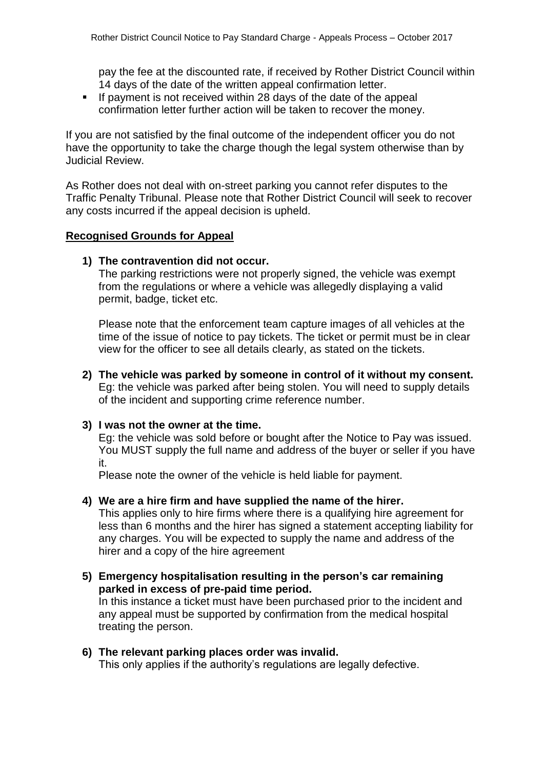pay the fee at the discounted rate, if received by Rother District Council within 14 days of the date of the written appeal confirmation letter.
- If payment is not received within 28 days of the date of the appeal confirmation letter further action will be taken to recover the money.

If you are not satisfied by the final outcome of the independent officer you do not have the opportunity to take the charge though the legal system otherwise than by Judicial Review.

As Rother does not deal with on-street parking you cannot refer disputes to the Traffic Penalty Tribunal. Please note that Rother District Council will seek to recover any costs incurred if the appeal decision is upheld.

**Recognised Grounds for Appeal**

1) **The contravention did not occur.**
   The parking restrictions were not properly signed, the vehicle was exempt from the regulations or where a vehicle was allegedly displaying a valid permit, badge, ticket etc.

   Please note that the enforcement team capture images of all vehicles at the time of the issue of notice to pay tickets. The ticket or permit must be in clear view for the officer to see all details clearly, as stated on the tickets.

2) **The vehicle was parked by someone in control of it without my consent.**
   Eg: the vehicle was parked after being stolen. You will need to supply details of the incident and supporting crime reference number.

3) **I was not the owner at the time.**
   Eg: the vehicle was sold before or bought after the Notice to Pay was issued. You MUST supply the full name and address of the buyer or seller if you have it.
   Please note the owner of the vehicle is held liable for payment.

4) **We are a hire firm and have supplied the name of the hirer.**
   This applies only to hire firms where there is a qualifying hire agreement for less than 6 months and the hirer has signed a statement accepting liability for any charges. You will be expected to supply the name and address of the hirer and a copy of the hire agreement

5) **Emergency hospitalisation resulting in the person's car remaining parked in excess of pre-paid time period.**
   In this instance a ticket must have been purchased prior to the incident and any appeal must be supported by confirmation from the medical hospital treating the person.

6) **The relevant parking places order was invalid.**
   This only applies if the authority's regulations are legally defective.